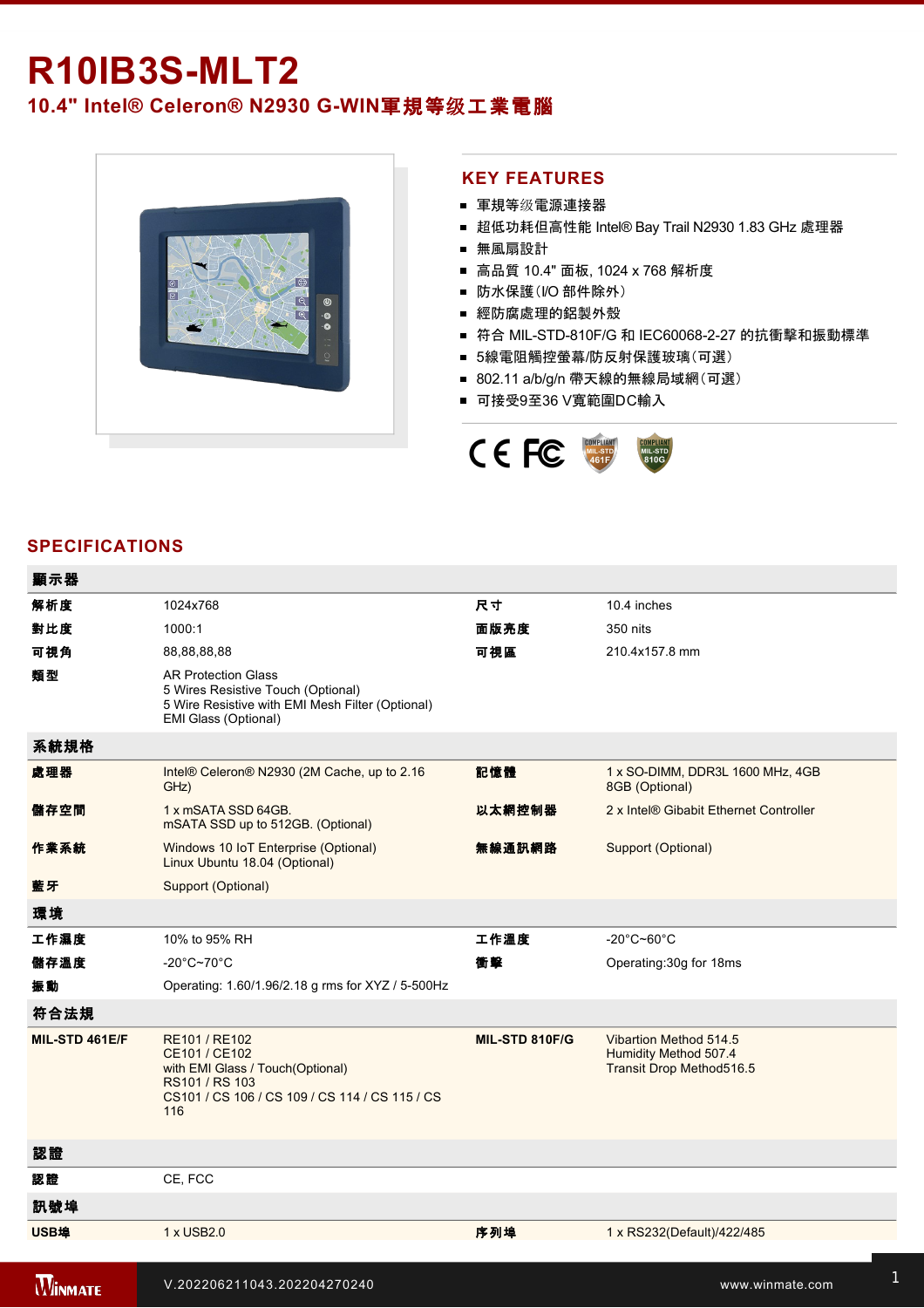# R10IB3S-MLT2

## 10.4" Intel® Celeron® N2930 G-WIN軍規等级工業電腦

## KEY FEATURES

- 軍規等级電源連接器
- 超低功耗但高性能 Intel® Bay Trail N2930 1.83 GHz 處理器
- 無風扇設計
- 高品質 10.4" 面板, 1024 x 768 解析度
- 防水保護(I/O 部件除外)
- 經防腐處理的鋁製外殼
- 符合 MIL-STD-810F/G 和 IEC60068-2-27 的抗衝擊和振動標準
- 5線電阻觸控螢幕/防反射保護玻璃(可選)
- 802.11 a/b/g/n 帶天線的無線局域網(可選)
- 可接受9至36 V寬範圍DC輸入

## SPECIFICATIONS

| 顯示器 | | | |
|---|---|---|---|
| 解析度 | 1024x768 | 尺寸 | 10.4 inches |
| 對比度 | 1000:1 | 面版亮度 | 350 nits |
| 可視角 | 88,88,88,88 | 可視區 | 210.4x157.8 mm |
| 類型 | AR Protection Glass<br>5 Wires Resistive Touch (Optional)<br>5 Wire Resistive with EMI Mesh Filter (Optional)<br>EMI Glass (Optional) | | |
| **系統規格** | | | |
| 處理器 | Intel® Celeron® N2930 (2M Cache, up to 2.16 GHz) | 記憶體 | 1 x SO-DIMM, DDR3L 1600 MHz, 4GB<br>8GB (Optional) |
| 儲存空間 | 1 x mSATA SSD 64GB.<br>mSATA SSD up to 512GB. (Optional) | 以太網控制器 | 2 x Intel® Gibabit Ethernet Controller |
| 作業系統 | Windows 10 IoT Enterprise (Optional)<br>Linux Ubuntu 18.04 (Optional) | 無線通訊網路 | Support (Optional) |
| 藍牙 | Support (Optional) | | |
| **環境** | | | |
| 工作濕度 | 10% to 95% RH | 工作溫度 | -20°C~60°C |
| 儲存溫度 | -20°C~70°C | 衝擊 | Operating:30g for 18ms |
| 振動 | Operating: 1.60/1.96/2.18 g rms for XYZ / 5-500Hz | | |
| **符合法規** | | | |
| MIL-STD 461E/F | RE101 / RE102<br>CE101 / CE102<br>with EMI Glass / Touch(Optional)<br>RS101 / RS 103<br>CS101 / CS 106 / CS 109 / CS 114 / CS 115 / CS 116 | MIL-STD 810F/G | Vibartion Method 514.5<br>Humidity Method 507.4<br>Transit Drop Method516.5 |
| **認證** | | | |
| 認證 | CE, FCC | | |
| **訊號埠** | | | |
| USB埠 | 1 x USB2.0 | 序列埠 | 1 x RS232(Default)/422/485 |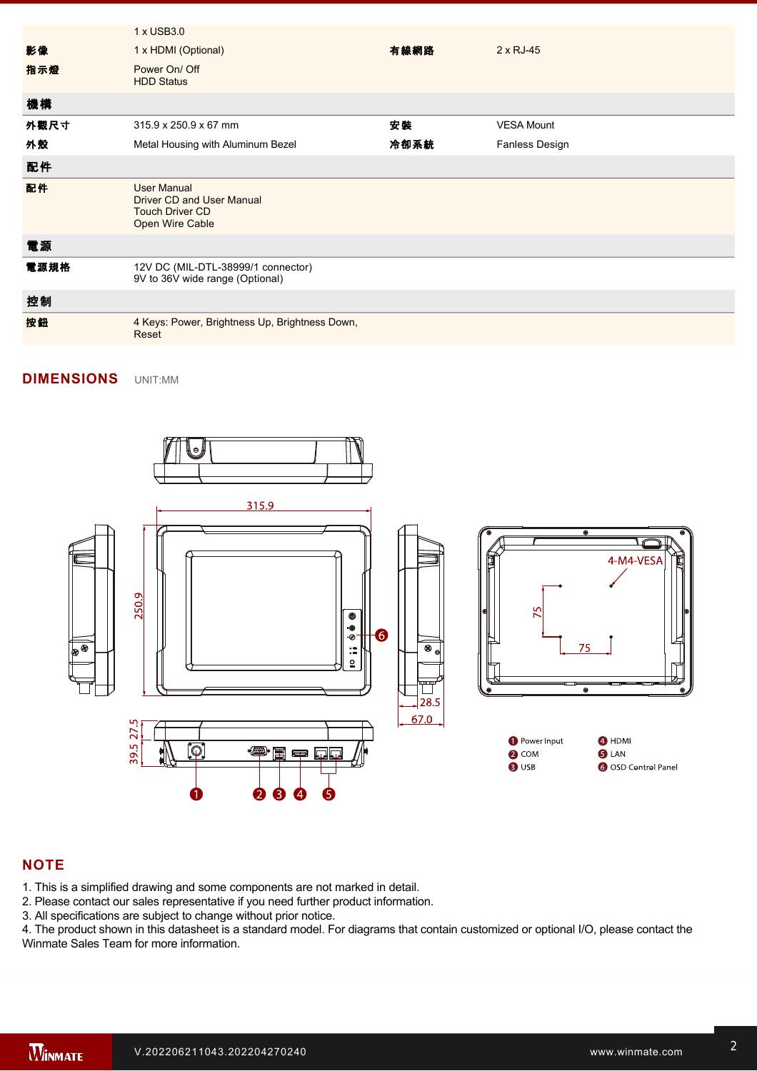| | | | |
|---|---|---|---|
| | 1 x USB3.0 | | |
| 影像 | 1 x HDMI (Optional) | 有線網路 | 2 x RJ-45 |
| 指示燈 | Power On/ Off<br>HDD Status | | |
| **機構** | | | |
| 外觀尺寸 | 315.9 x 250.9 x 67 mm | 安裝 | VESA Mount |
| 外殼 | Metal Housing with Aluminum Bezel | 冷卻系統 | Fanless Design |
| **配件** | | | |
| 配件 | User Manual<br>Driver CD and User Manual<br>Touch Driver CD<br>Open Wire Cable | | |
| **電源** | | | |
| 電源規格 | 12V DC (MIL-DTL-38999/1 connector)<br>9V to 36V wide range (Optional) | | |
| **控制** | | | |
| 按鈕 | 4 Keys: Power, Brightness Up, Brightness Down, Reset | | |

## DIMENSIONS

UNIT:MM

315.9
250.9
28.5
67.0
39.5
27.5
4-M4-VESA
75
75

1 Power Input
2 COM
3 USB
4 HDMI
5 LAN
6 OSD Control Panel

## NOTE

1. This is a simplified drawing and some components are not marked in detail.
2. Please contact our sales representative if you need further product information.
3. All specifications are subject to change without prior notice.
4. The product shown in this datasheet is a standard model. For diagrams that contain customized or optional I/O, please contact the Winmate Sales Team for more information.